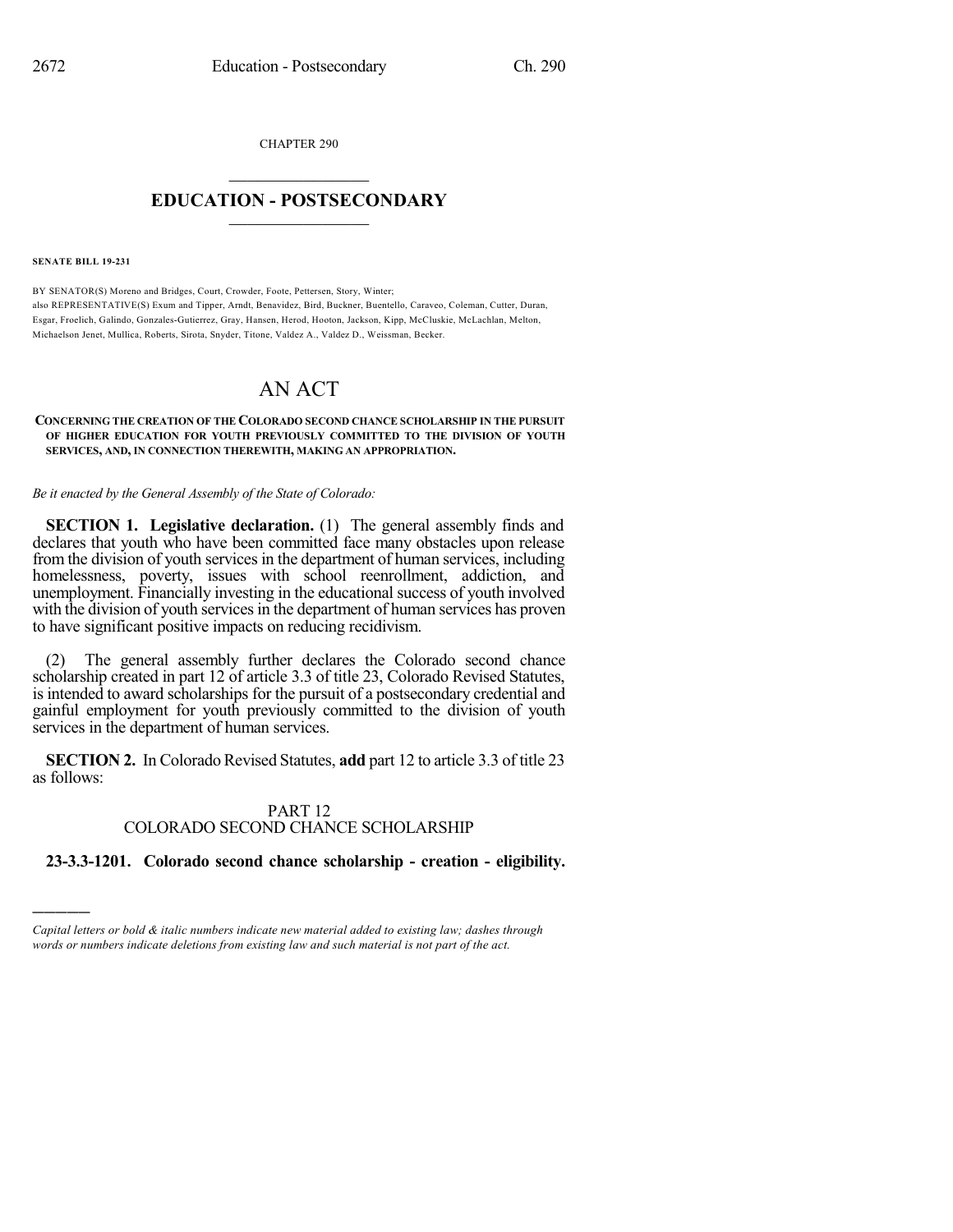CHAPTER 290

# EDUCATION - POSTSECONDARY

**SENATE BILL 19-231**

BY SENATOR(S) Moreno and Bridges, Court, Crowder, Foote, Pettersen, Story, Winter;
also REPRESENTATIVE(S) Exum and Tipper, Arndt, Benavidez, Bird, Buckner, Buentello, Caraveo, Coleman, Cutter, Duran, Esgar, Froelich, Galindo, Gonzales-Gutierrez, Gray, Hansen, Herod, Hooton, Jackson, Kipp, McCluskie, McLachlan, Melton, Michaelson Jenet, Mullica, Roberts, Sirota, Snyder, Titone, Valdez A., Valdez D., Weissman, Becker.

# AN ACT

**CONCERNING THE CREATION OF THE COLORADO SECOND CHANCE SCHOLARSHIP IN THE PURSUIT OF HIGHER EDUCATION FOR YOUTH PREVIOUSLY COMMITTED TO THE DIVISION OF YOUTH SERVICES, AND, IN CONNECTION THEREWITH, MAKING AN APPROPRIATION.**

*Be it enacted by the General Assembly of the State of Colorado:*

**SECTION 1. Legislative declaration.** (1) The general assembly finds and declares that youth who have been committed face many obstacles upon release from the division of youth services in the department of human services, including homelessness, poverty, issues with school reenrollment, addiction, and unemployment. Financially investing in the educational success of youth involved with the division of youth services in the department of human services has proven to have significant positive impacts on reducing recidivism.

(2) The general assembly further declares the Colorado second chance scholarship created in part 12 of article 3.3 of title 23, Colorado Revised Statutes, is intended to award scholarships for the pursuit of a postsecondary credential and gainful employment for youth previously committed to the division of youth services in the department of human services.

**SECTION 2.** In Colorado Revised Statutes, **add** part 12 to article 3.3 of title 23 as follows:

PART 12
COLORADO SECOND CHANCE SCHOLARSHIP

**23-3.3-1201. Colorado second chance scholarship - creation - eligibility.**

---

*Capital letters or bold & italic numbers indicate new material added to existing law; dashes through words or numbers indicate deletions from existing law and such material is not part of the act.*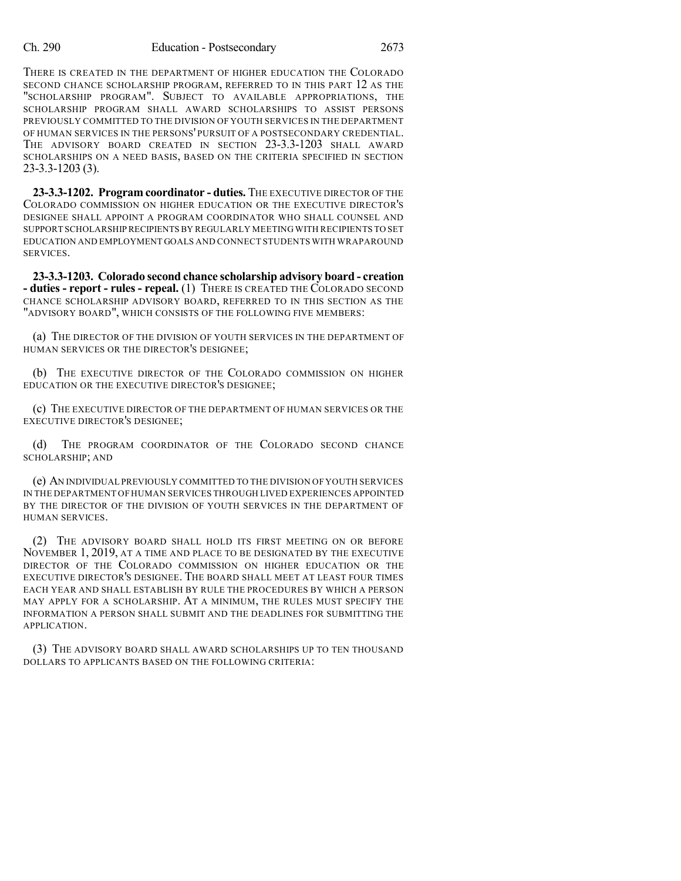THERE IS CREATED IN THE DEPARTMENT OF HIGHER EDUCATION THE COLORADO SECOND CHANCE SCHOLARSHIP PROGRAM, REFERRED TO IN THIS PART 12 AS THE "SCHOLARSHIP PROGRAM". SUBJECT TO AVAILABLE APPROPRIATIONS, THE SCHOLARSHIP PROGRAM SHALL AWARD SCHOLARSHIPS TO ASSIST PERSONS PREVIOUSLY COMMITTED TO THE DIVISION OF YOUTH SERVICES IN THE DEPARTMENT OF HUMAN SERVICES IN THE PERSONS' PURSUIT OF A POSTSECONDARY CREDENTIAL. THE ADVISORY BOARD CREATED IN SECTION 23-3.3-1203 SHALL AWARD SCHOLARSHIPS ON A NEED BASIS, BASED ON THE CRITERIA SPECIFIED IN SECTION 23-3.3-1203 (3).

**23-3.3-1202. Program coordinator - duties.** THE EXECUTIVE DIRECTOR OF THE COLORADO COMMISSION ON HIGHER EDUCATION OR THE EXECUTIVE DIRECTOR'S DESIGNEE SHALL APPOINT A PROGRAM COORDINATOR WHO SHALL COUNSEL AND SUPPORT SCHOLARSHIP RECIPIENTS BY REGULARLY MEETING WITH RECIPIENTS TO SET EDUCATION AND EMPLOYMENT GOALS AND CONNECT STUDENTS WITH WRAPAROUND SERVICES.

**23-3.3-1203. Colorado second chance scholarship advisory board - creation - duties - report - rules - repeal.** (1) THERE IS CREATED THE COLORADO SECOND CHANCE SCHOLARSHIP ADVISORY BOARD, REFERRED TO IN THIS SECTION AS THE "ADVISORY BOARD", WHICH CONSISTS OF THE FOLLOWING FIVE MEMBERS:

(a) THE DIRECTOR OF THE DIVISION OF YOUTH SERVICES IN THE DEPARTMENT OF HUMAN SERVICES OR THE DIRECTOR'S DESIGNEE;

(b) THE EXECUTIVE DIRECTOR OF THE COLORADO COMMISSION ON HIGHER EDUCATION OR THE EXECUTIVE DIRECTOR'S DESIGNEE;

(c) THE EXECUTIVE DIRECTOR OF THE DEPARTMENT OF HUMAN SERVICES OR THE EXECUTIVE DIRECTOR'S DESIGNEE;

(d) THE PROGRAM COORDINATOR OF THE COLORADO SECOND CHANCE SCHOLARSHIP; AND

(e) AN INDIVIDUAL PREVIOUSLY COMMITTED TO THE DIVISION OF YOUTH SERVICES IN THE DEPARTMENT OF HUMAN SERVICES THROUGH LIVED EXPERIENCES APPOINTED BY THE DIRECTOR OF THE DIVISION OF YOUTH SERVICES IN THE DEPARTMENT OF HUMAN SERVICES.

(2) THE ADVISORY BOARD SHALL HOLD ITS FIRST MEETING ON OR BEFORE NOVEMBER 1, 2019, AT A TIME AND PLACE TO BE DESIGNATED BY THE EXECUTIVE DIRECTOR OF THE COLORADO COMMISSION ON HIGHER EDUCATION OR THE EXECUTIVE DIRECTOR'S DESIGNEE. THE BOARD SHALL MEET AT LEAST FOUR TIMES EACH YEAR AND SHALL ESTABLISH BY RULE THE PROCEDURES BY WHICH A PERSON MAY APPLY FOR A SCHOLARSHIP. AT A MINIMUM, THE RULES MUST SPECIFY THE INFORMATION A PERSON SHALL SUBMIT AND THE DEADLINES FOR SUBMITTING THE APPLICATION.

(3) THE ADVISORY BOARD SHALL AWARD SCHOLARSHIPS UP TO TEN THOUSAND DOLLARS TO APPLICANTS BASED ON THE FOLLOWING CRITERIA: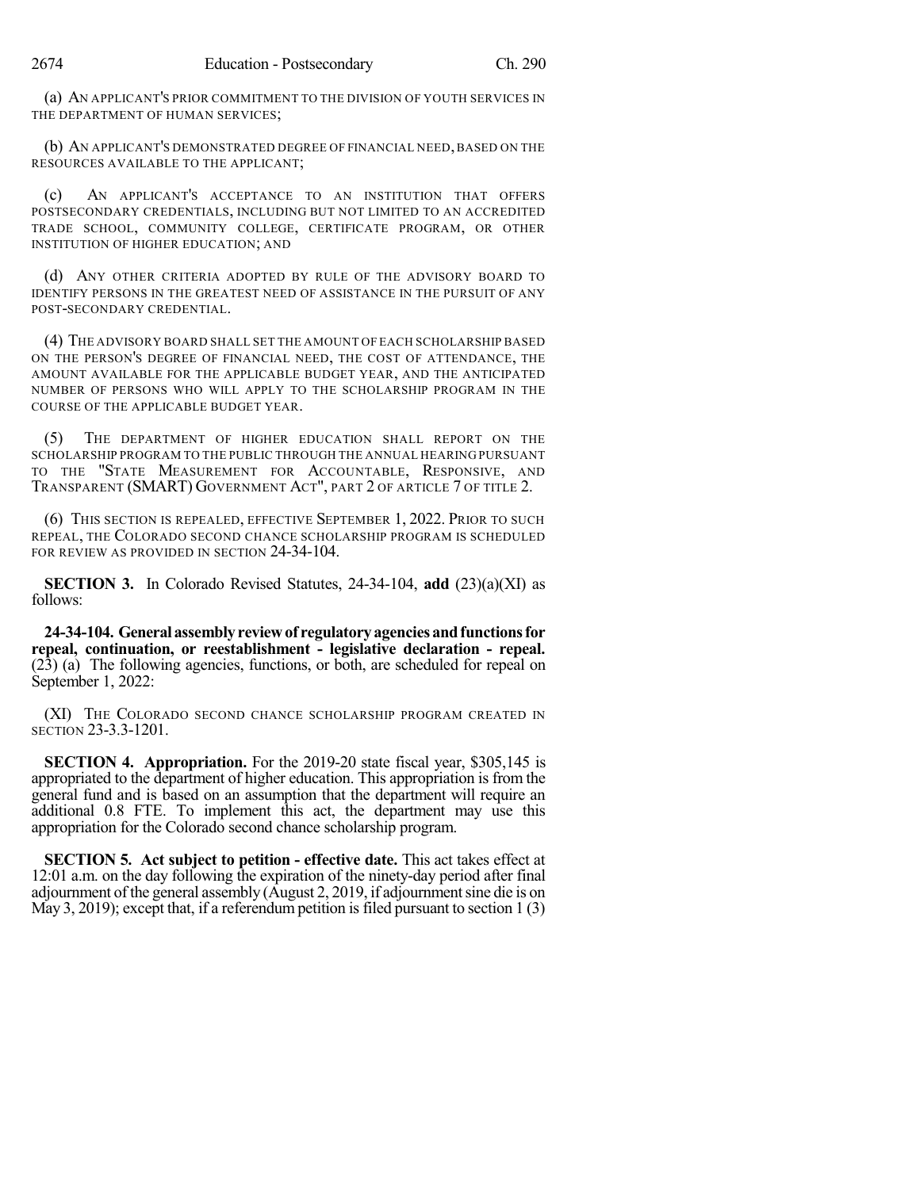(a) AN APPLICANT'S PRIOR COMMITMENT TO THE DIVISION OF YOUTH SERVICES IN THE DEPARTMENT OF HUMAN SERVICES;

(b) AN APPLICANT'S DEMONSTRATED DEGREE OF FINANCIAL NEED, BASED ON THE RESOURCES AVAILABLE TO THE APPLICANT;

(c) AN APPLICANT'S ACCEPTANCE TO AN INSTITUTION THAT OFFERS POSTSECONDARY CREDENTIALS, INCLUDING BUT NOT LIMITED TO AN ACCREDITED TRADE SCHOOL, COMMUNITY COLLEGE, CERTIFICATE PROGRAM, OR OTHER INSTITUTION OF HIGHER EDUCATION; AND

(d) ANY OTHER CRITERIA ADOPTED BY RULE OF THE ADVISORY BOARD TO IDENTIFY PERSONS IN THE GREATEST NEED OF ASSISTANCE IN THE PURSUIT OF ANY POST-SECONDARY CREDENTIAL.

(4) THE ADVISORY BOARD SHALL SET THE AMOUNT OF EACH SCHOLARSHIP BASED ON THE PERSON'S DEGREE OF FINANCIAL NEED, THE COST OF ATTENDANCE, THE AMOUNT AVAILABLE FOR THE APPLICABLE BUDGET YEAR, AND THE ANTICIPATED NUMBER OF PERSONS WHO WILL APPLY TO THE SCHOLARSHIP PROGRAM IN THE COURSE OF THE APPLICABLE BUDGET YEAR.

(5) THE DEPARTMENT OF HIGHER EDUCATION SHALL REPORT ON THE SCHOLARSHIP PROGRAM TO THE PUBLIC THROUGH THE ANNUAL HEARING PURSUANT TO THE "STATE MEASUREMENT FOR ACCOUNTABLE, RESPONSIVE, AND TRANSPARENT (SMART) GOVERNMENT ACT", PART 2 OF ARTICLE 7 OF TITLE 2.

(6) THIS SECTION IS REPEALED, EFFECTIVE SEPTEMBER 1, 2022. PRIOR TO SUCH REPEAL, THE COLORADO SECOND CHANCE SCHOLARSHIP PROGRAM IS SCHEDULED FOR REVIEW AS PROVIDED IN SECTION 24-34-104.

**SECTION 3.** In Colorado Revised Statutes, 24-34-104, **add** (23)(a)(XI) as follows:

**24-34-104. General assembly review of regulatory agencies and functions for repeal, continuation, or reestablishment - legislative declaration - repeal.** (23) (a) The following agencies, functions, or both, are scheduled for repeal on September 1, 2022:

(XI) THE COLORADO SECOND CHANCE SCHOLARSHIP PROGRAM CREATED IN SECTION 23-3.3-1201.

**SECTION 4. Appropriation.** For the 2019-20 state fiscal year, $305,145 is appropriated to the department of higher education. This appropriation is from the general fund and is based on an assumption that the department will require an additional 0.8 FTE. To implement this act, the department may use this appropriation for the Colorado second chance scholarship program.

**SECTION 5. Act subject to petition - effective date.** This act takes effect at 12:01 a.m. on the day following the expiration of the ninety-day period after final adjournment of the general assembly (August 2, 2019, if adjournment sine die is on May 3, 2019); except that, if a referendum petition is filed pursuant to section 1 (3)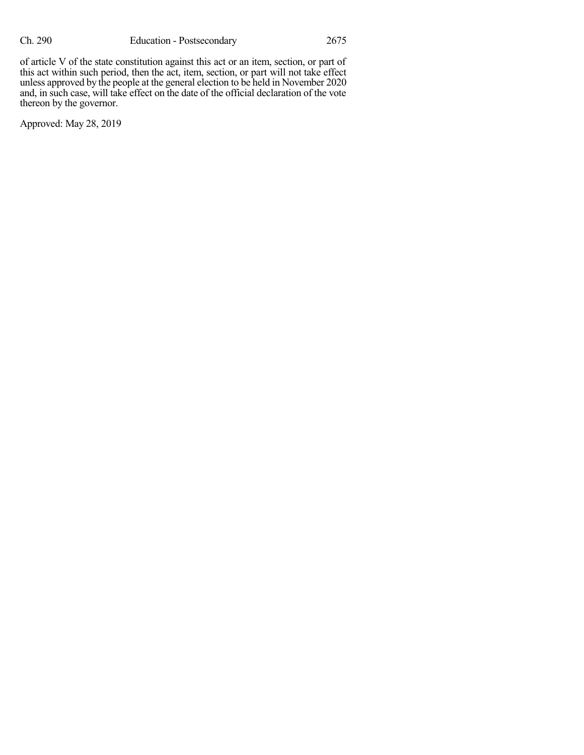of article V of the state constitution against this act or an item, section, or part of this act within such period, then the act, item, section, or part will not take effect unless approved by the people at the general election to be held in November 2020 and, in such case, will take effect on the date of the official declaration of the vote thereon by the governor.

Approved: May 28, 2019